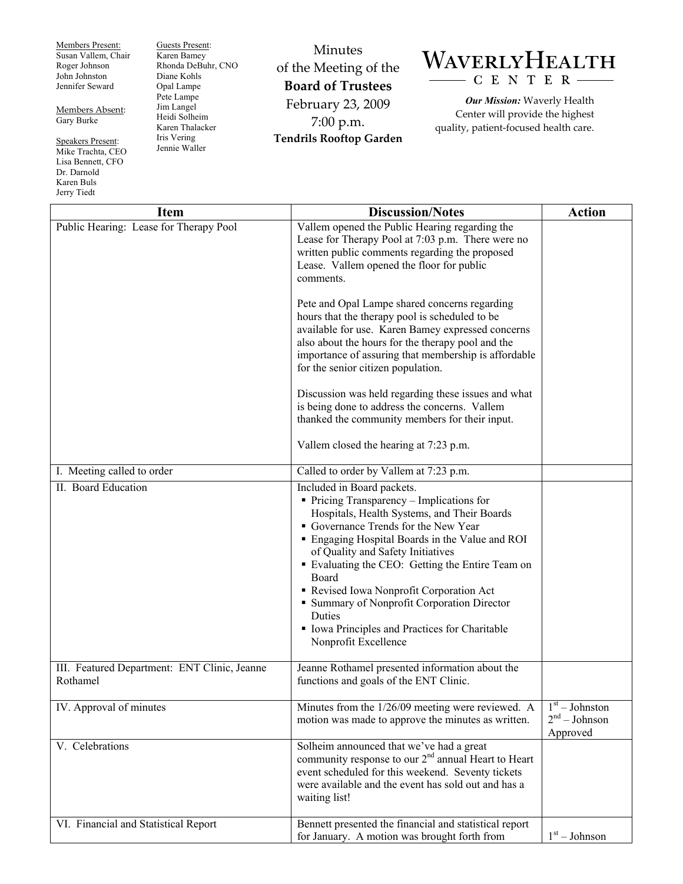Members Present:
Susan Vallem, Chair
Roger Johnson
John Johnston
Jennifer Seward

Members Absent:
Gary Burke

Speakers Present:
Mike Trachta, CEO
Lisa Bennett, CFO
Dr. Darnold
Karen Buls
Jerry Tiedt

Guests Present:
Karen Bamey
Rhonda DeBuhr, CNO
Diane Kohls
Opal Lampe
Pete Lampe
Jim Langel
Heidi Solheim
Karen Thalacker
Iris Vering
Jennie Waller

# Minutes of the Meeting of the Board of Trustees

February 23, 2009
7:00 p.m.
**Tendrils Rooftop Garden**

**WAVERLY HEALTH CENTER**

***Our Mission:*** Waverly Health Center will provide the highest quality, patient-focused health care.

| Item | Discussion/Notes | Action |
|---|---|---|
| Public Hearing: Lease for Therapy Pool | Vallem opened the Public Hearing regarding the Lease for Therapy Pool at 7:03 p.m. There were no written public comments regarding the proposed Lease. Vallem opened the floor for public comments.<br><br>Pete and Opal Lampe shared concerns regarding hours that the therapy pool is scheduled to be available for use. Karen Bamey expressed concerns also about the hours for the therapy pool and the importance of assuring that membership is affordable for the senior citizen population.<br><br>Discussion was held regarding these issues and what is being done to address the concerns. Vallem thanked the community members for their input.<br><br>Vallem closed the hearing at 7:23 p.m. | |
| I. Meeting called to order | Called to order by Vallem at 7:23 p.m. | |
| II. Board Education | Included in Board packets.<br>▪ Pricing Transparency – Implications for Hospitals, Health Systems, and Their Boards<br>▪ Governance Trends for the New Year<br>▪ Engaging Hospital Boards in the Value and ROI of Quality and Safety Initiatives<br>▪ Evaluating the CEO: Getting the Entire Team on Board<br>▪ Revised Iowa Nonprofit Corporation Act<br>▪ Summary of Nonprofit Corporation Director Duties<br>▪ Iowa Principles and Practices for Charitable Nonprofit Excellence | |
| III. Featured Department: ENT Clinic, Jeanne Rothamel | Jeanne Rothamel presented information about the functions and goals of the ENT Clinic. | |
| IV. Approval of minutes | Minutes from the 1/26/09 meeting were reviewed. A motion was made to approve the minutes as written. | 1st – Johnston<br>2nd – Johnson<br>Approved |
| V. Celebrations | Solheim announced that we've had a great community response to our 2nd annual Heart to Heart event scheduled for this weekend. Seventy tickets were available and the event has sold out and has a waiting list! | |
| VI. Financial and Statistical Report | Bennett presented the financial and statistical report for January. A motion was brought forth from | 1st – Johnson |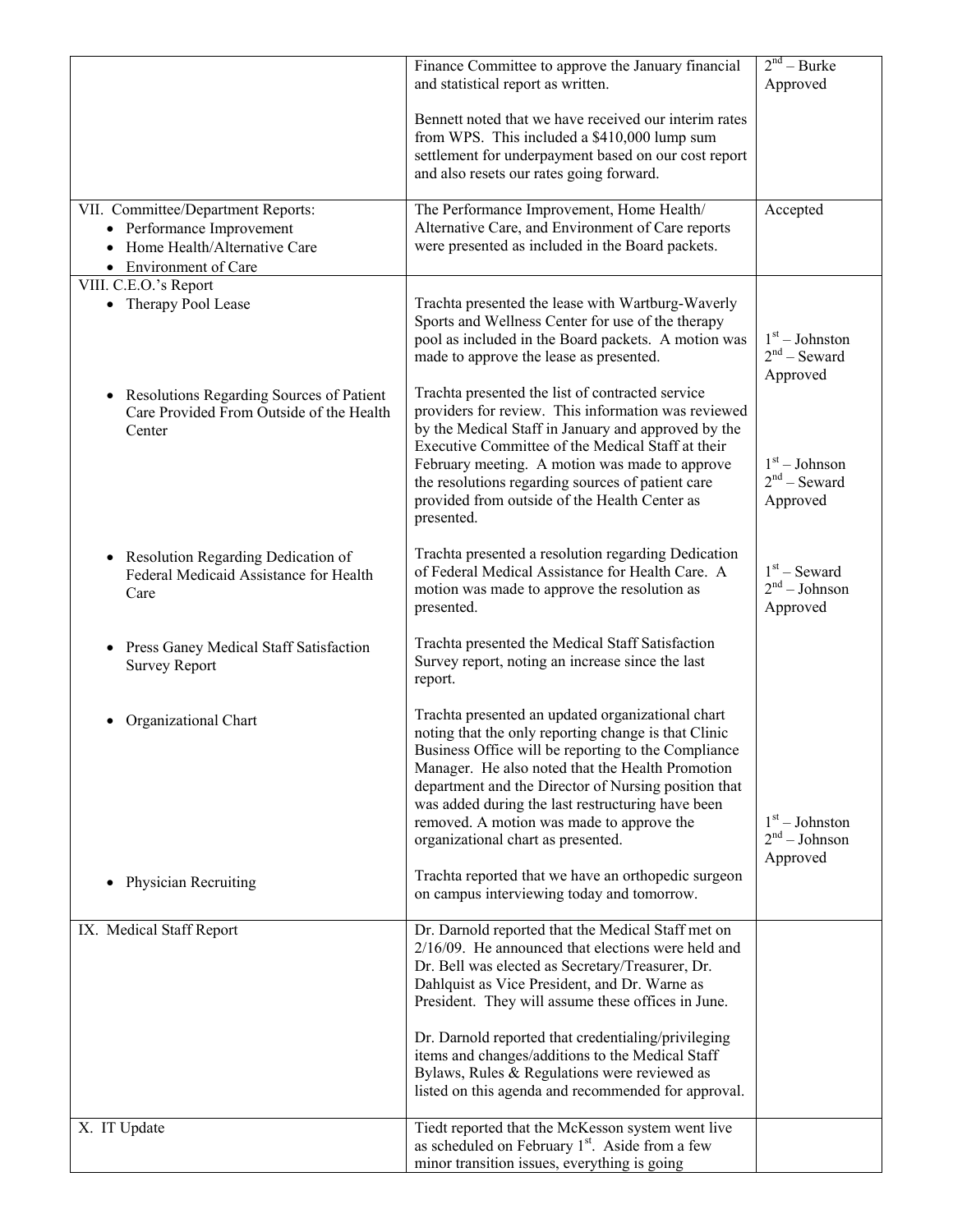| | | |
|---|---|---|
| | Finance Committee to approve the January financial and statistical report as written.<br><br>Bennett noted that we have received our interim rates from WPS. This included a \$410,000 lump sum settlement for underpayment based on our cost report and also resets our rates going forward. | 2nd – Burke<br>Approved |
| VII. Committee/Department Reports:<br>• Performance Improvement<br>• Home Health/Alternative Care<br>• Environment of Care | The Performance Improvement, Home Health/ Alternative Care, and Environment of Care reports were presented as included in the Board packets. | Accepted |
| VIII. C.E.O.'s Report<br>• Therapy Pool Lease | Trachta presented the lease with Wartburg-Waverly Sports and Wellness Center for use of the therapy pool as included in the Board packets. A motion was made to approve the lease as presented. | 1st – Johnston<br>2nd – Seward<br>Approved |
| • Resolutions Regarding Sources of Patient Care Provided From Outside of the Health Center | Trachta presented the list of contracted service providers for review. This information was reviewed by the Medical Staff in January and approved by the Executive Committee of the Medical Staff at their February meeting. A motion was made to approve the resolutions regarding sources of patient care provided from outside of the Health Center as presented. | 1st – Johnson<br>2nd – Seward<br>Approved |
| • Resolution Regarding Dedication of Federal Medicaid Assistance for Health Care | Trachta presented a resolution regarding Dedication of Federal Medical Assistance for Health Care. A motion was made to approve the resolution as presented. | 1st – Seward<br>2nd – Johnson<br>Approved |
| • Press Ganey Medical Staff Satisfaction Survey Report | Trachta presented the Medical Staff Satisfaction Survey report, noting an increase since the last report. | |
| • Organizational Chart | Trachta presented an updated organizational chart noting that the only reporting change is that Clinic Business Office will be reporting to the Compliance Manager. He also noted that the Health Promotion department and the Director of Nursing position that was added during the last restructuring have been removed. A motion was made to approve the organizational chart as presented. | 1st – Johnston<br>2nd – Johnson<br>Approved |
| • Physician Recruiting | Trachta reported that we have an orthopedic surgeon on campus interviewing today and tomorrow. | |
| IX. Medical Staff Report | Dr. Darnold reported that the Medical Staff met on 2/16/09. He announced that elections were held and Dr. Bell was elected as Secretary/Treasurer, Dr. Dahlquist as Vice President, and Dr. Warne as President. They will assume these offices in June.<br><br>Dr. Darnold reported that credentialing/privileging items and changes/additions to the Medical Staff Bylaws, Rules & Regulations were reviewed as listed on this agenda and recommended for approval. | |
| X. IT Update | Tiedt reported that the McKesson system went live as scheduled on February 1st. Aside from a few minor transition issues, everything is going | |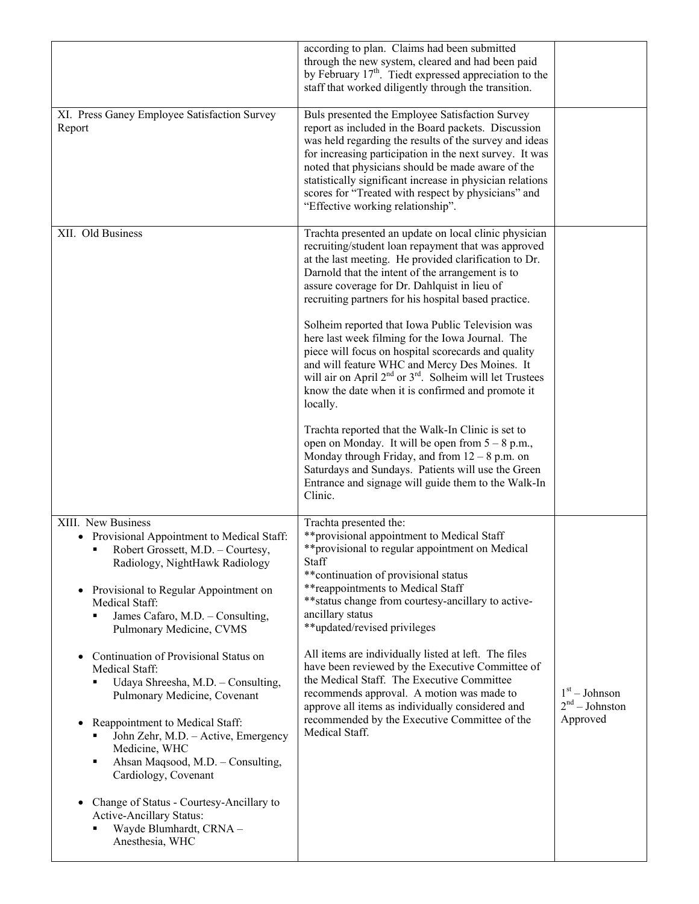| | | |
|---|---|---|
| | according to plan. Claims had been submitted through the new system, cleared and had been paid by February 17th. Tiedt expressed appreciation to the staff that worked diligently through the transition. | |
| XI. Press Ganey Employee Satisfaction Survey Report | Buls presented the Employee Satisfaction Survey report as included in the Board packets. Discussion was held regarding the results of the survey and ideas for increasing participation in the next survey. It was noted that physicians should be made aware of the statistically significant increase in physician relations scores for "Treated with respect by physicians" and "Effective working relationship". | |
| XII. Old Business | Trachta presented an update on local clinic physician recruiting/student loan repayment that was approved at the last meeting. He provided clarification to Dr. Darnold that the intent of the arrangement is to assure coverage for Dr. Dahlquist in lieu of recruiting partners for his hospital based practice.<br><br>Solheim reported that Iowa Public Television was here last week filming for the Iowa Journal. The piece will focus on hospital scorecards and quality and will feature WHC and Mercy Des Moines. It will air on April 2nd or 3rd. Solheim will let Trustees know the date when it is confirmed and promote it locally.<br><br>Trachta reported that the Walk-In Clinic is set to open on Monday. It will be open from 5 – 8 p.m., Monday through Friday, and from 12 – 8 p.m. on Saturdays and Sundays. Patients will use the Green Entrance and signage will guide them to the Walk-In Clinic. | |
| XIII. New Business<br>• Provisional Appointment to Medical Staff:<br>&nbsp;&nbsp;▪ Robert Grossett, M.D. – Courtesy, Radiology, NightHawk Radiology<br><br>• Provisional to Regular Appointment on Medical Staff:<br>&nbsp;&nbsp;▪ James Cafaro, M.D. – Consulting, Pulmonary Medicine, CVMS<br><br>• Continuation of Provisional Status on Medical Staff:<br>&nbsp;&nbsp;▪ Udaya Shreesha, M.D. – Consulting, Pulmonary Medicine, Covenant<br><br>• Reappointment to Medical Staff:<br>&nbsp;&nbsp;▪ John Zehr, M.D. – Active, Emergency Medicine, WHC<br>&nbsp;&nbsp;▪ Ahsan Maqsood, M.D. – Consulting, Cardiology, Covenant<br><br>• Change of Status - Courtesy-Ancillary to Active-Ancillary Status:<br>&nbsp;&nbsp;▪ Wayde Blumhardt, CRNA – Anesthesia, WHC | Trachta presented the:<br>**provisional appointment to Medical Staff<br>**provisional to regular appointment on Medical Staff<br>**continuation of provisional status<br>**reappointments to Medical Staff<br>**status change from courtesy-ancillary to active-ancillary status<br>**updated/revised privileges<br><br>All items are individually listed at left. The files have been reviewed by the Executive Committee of the Medical Staff. The Executive Committee recommends approval. A motion was made to approve all items as individually considered and recommended by the Executive Committee of the Medical Staff. | 1st – Johnson<br>2nd – Johnston<br>Approved |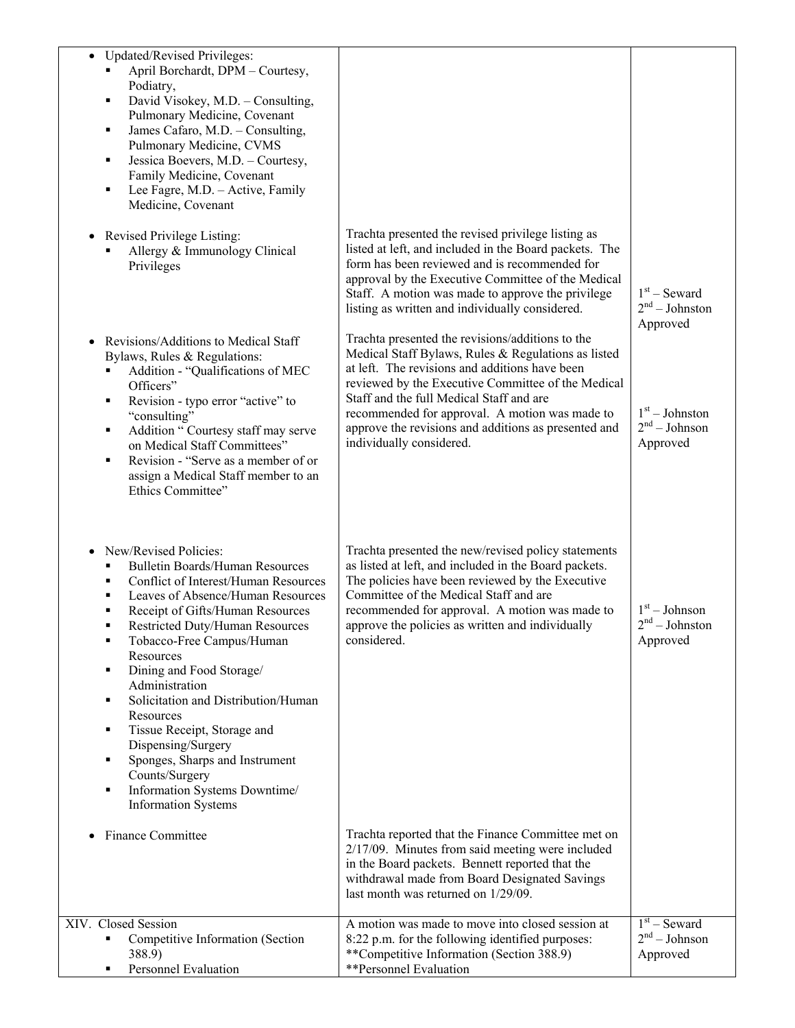| | | |
|---|---|---|
| • Updated/Revised Privileges:<br>▪ April Borchardt, DPM – Courtesy, Podiatry,<br>▪ David Visokey, M.D. – Consulting, Pulmonary Medicine, Covenant<br>▪ James Cafaro, M.D. – Consulting, Pulmonary Medicine, CVMS<br>▪ Jessica Boevers, M.D. – Courtesy, Family Medicine, Covenant<br>▪ Lee Fagre, M.D. – Active, Family Medicine, Covenant | | |
| • Revised Privilege Listing:<br>▪ Allergy & Immunology Clinical Privileges | Trachta presented the revised privilege listing as listed at left, and included in the Board packets. The form has been reviewed and is recommended for approval by the Executive Committee of the Medical Staff. A motion was made to approve the privilege listing as written and individually considered. | 1st – Seward<br>2nd – Johnston<br>Approved |
| • Revisions/Additions to Medical Staff Bylaws, Rules & Regulations:<br>▪ Addition - "Qualifications of MEC Officers"<br>▪ Revision - typo error "active" to "consulting"<br>▪ Addition " Courtesy staff may serve on Medical Staff Committees"<br>▪ Revision - "Serve as a member of or assign a Medical Staff member to an Ethics Committee" | Trachta presented the revisions/additions to the Medical Staff Bylaws, Rules & Regulations as listed at left. The revisions and additions have been reviewed by the Executive Committee of the Medical Staff and the full Medical Staff and are recommended for approval. A motion was made to approve the revisions and additions as presented and individually considered. | 1st – Johnston<br>2nd – Johnson<br>Approved |
| • New/Revised Policies:<br>▪ Bulletin Boards/Human Resources<br>▪ Conflict of Interest/Human Resources<br>▪ Leaves of Absence/Human Resources<br>▪ Receipt of Gifts/Human Resources<br>▪ Restricted Duty/Human Resources<br>▪ Tobacco-Free Campus/Human Resources<br>▪ Dining and Food Storage/ Administration<br>▪ Solicitation and Distribution/Human Resources<br>▪ Tissue Receipt, Storage and Dispensing/Surgery<br>▪ Sponges, Sharps and Instrument Counts/Surgery<br>▪ Information Systems Downtime/ Information Systems | Trachta presented the new/revised policy statements as listed at left, and included in the Board packets. The policies have been reviewed by the Executive Committee of the Medical Staff and are recommended for approval. A motion was made to approve the policies as written and individually considered. | 1st – Johnson<br>2nd – Johnston<br>Approved |
| • Finance Committee | Trachta reported that the Finance Committee met on 2/17/09. Minutes from said meeting were included in the Board packets. Bennett reported that the withdrawal made from Board Designated Savings last month was returned on 1/29/09. | |
| XIV. Closed Session<br>▪ Competitive Information (Section 388.9)<br>▪ Personnel Evaluation | A motion was made to move into closed session at 8:22 p.m. for the following identified purposes:<br>**Competitive Information (Section 388.9)<br>**Personnel Evaluation | 1st – Seward<br>2nd – Johnson<br>Approved |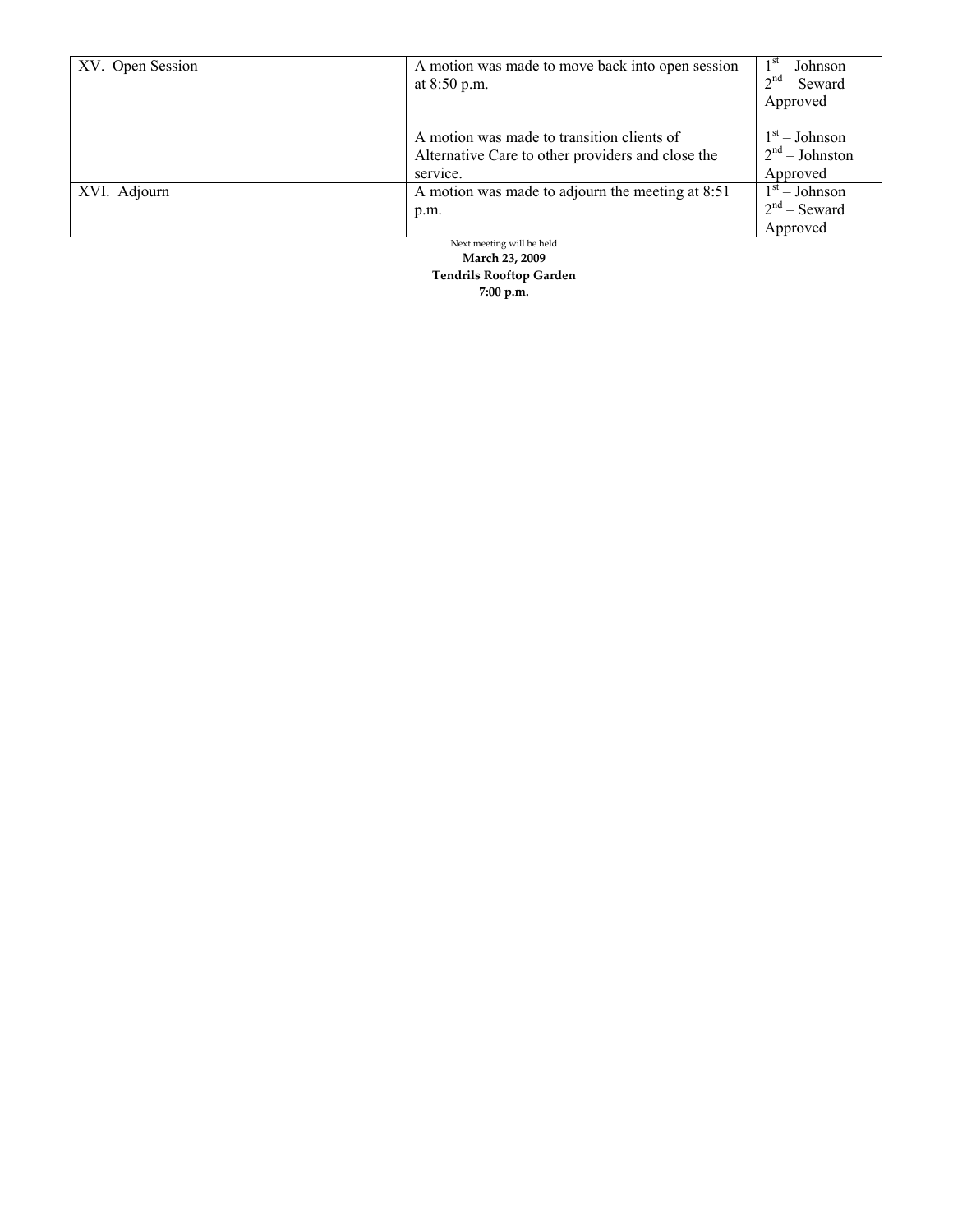| | | |
|---|---|---|
| XV. Open Session | A motion was made to move back into open session at 8:50 p.m. | 1st – Johnson<br>2nd – Seward<br>Approved |
| | A motion was made to transition clients of Alternative Care to other providers and close the service. | 1st – Johnson<br>2nd – Johnston<br>Approved |
| XVI. Adjourn | A motion was made to adjourn the meeting at 8:51 p.m. | 1st – Johnson<br>2nd – Seward<br>Approved |

Next meeting will be held

**March 23, 2009**

**Tendrils Rooftop Garden**

**7:00 p.m.**